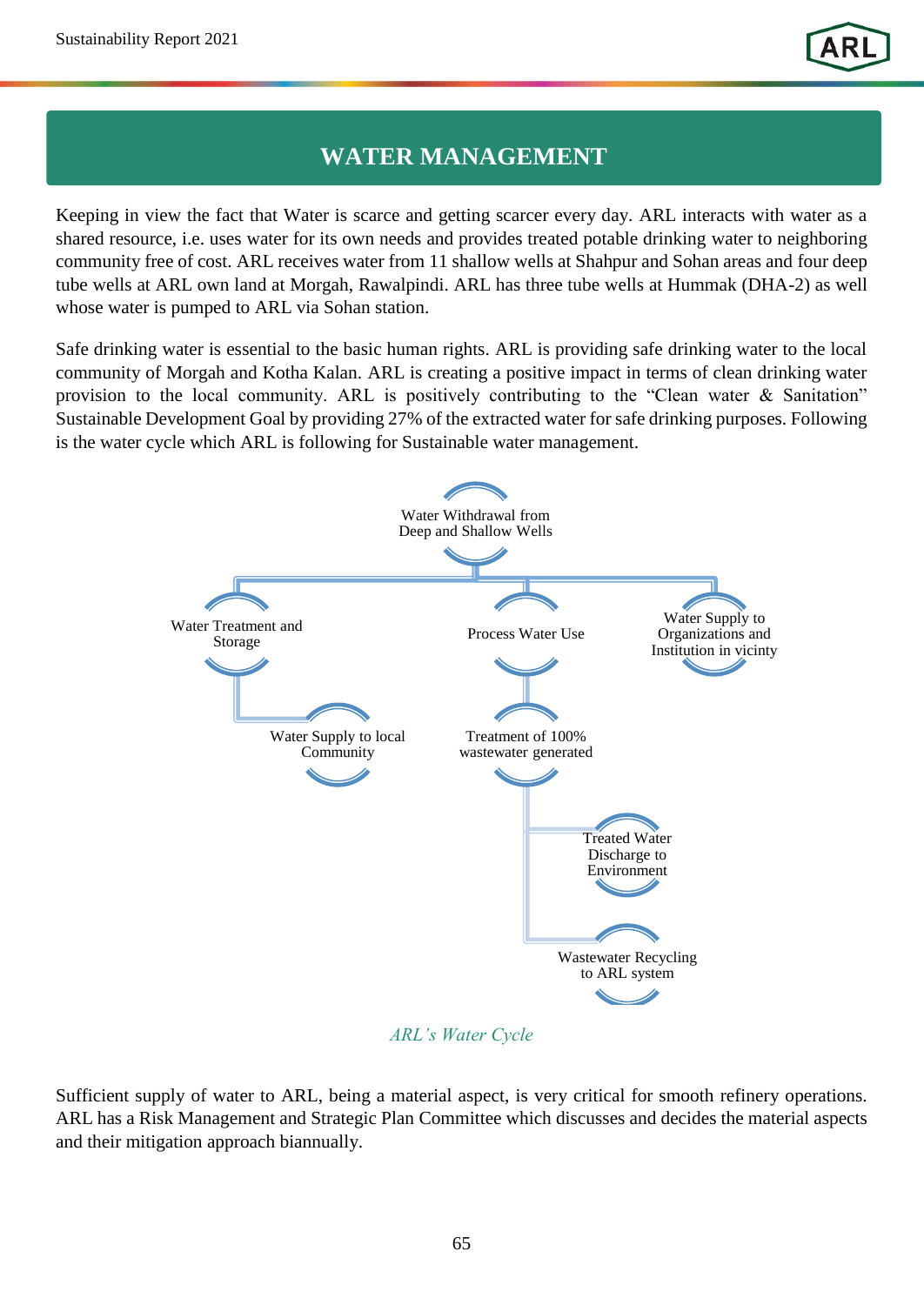# WATER MANAGEMENT

Keeping in view the fact that Water is scarce and getting scarcer every day. ARL interacts with water as a shared resource, i.e. uses water for its own needs and provides treated potable drinking water to neighboring community free of cost. ARL receives water from 11 shallow wells at Shahpur and Sohan areas and four deep tube wells at ARL own land at Morgah, Rawalpindi. ARL has three tube wells at Hummak (DHA-2) as well whose water is pumped to ARL via Sohan station.

Safe drinking water is essential to the basic human rights. ARL is providing safe drinking water to the local community of Morgah and Kotha Kalan. ARL is creating a positive impact in terms of clean drinking water provision to the local community. ARL is positively contributing to the "Clean water & Sanitation" Sustainable Development Goal by providing 27% of the extracted water for safe drinking purposes. Following is the water cycle which ARL is following for Sustainable water management.

- Water Withdrawal from Deep and Shallow Wells
  - Water Treatment and Storage
    - Water Supply to local Community
  - Process Water Use
    - Treatment of 100% wastewater generated
      - Treated Water Discharge to Environment
      - Wastewater Recycling to ARL system
  - Water Supply to Organizations and Institution in vicinity

*ARL's Water Cycle*

Sufficient supply of water to ARL, being a material aspect, is very critical for smooth refinery operations. ARL has a Risk Management and Strategic Plan Committee which discusses and decides the material aspects and their mitigation approach biannually.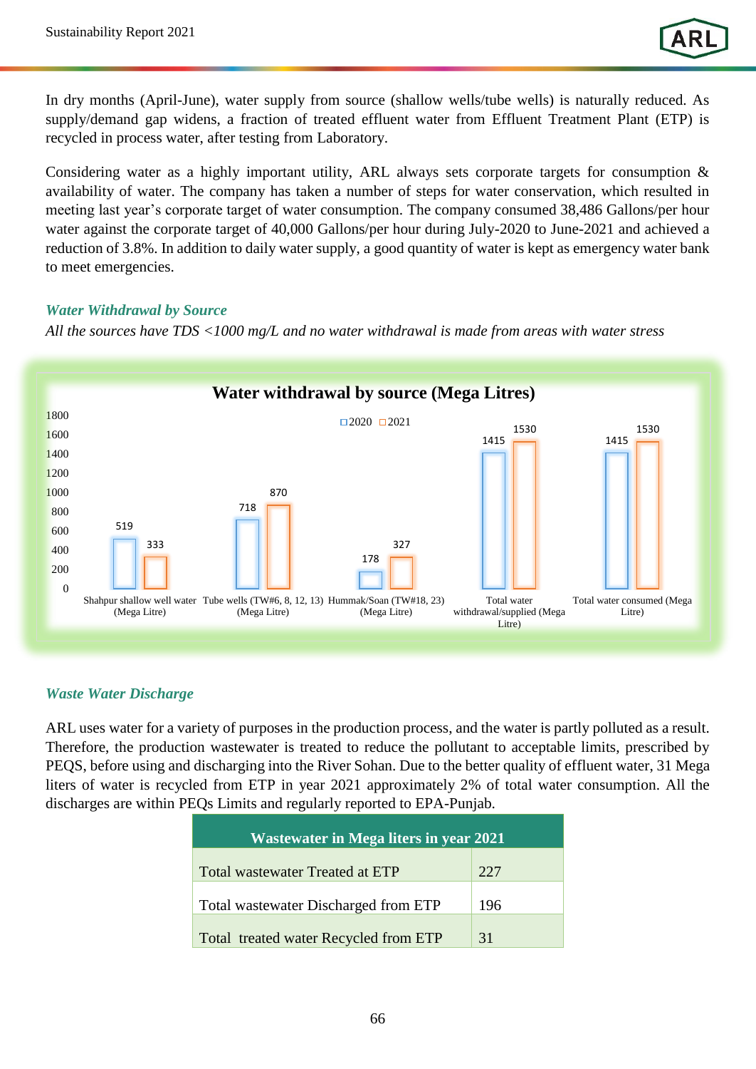In dry months (April-June), water supply from source (shallow wells/tube wells) is naturally reduced. As supply/demand gap widens, a fraction of treated effluent water from Effluent Treatment Plant (ETP) is recycled in process water, after testing from Laboratory.

Considering water as a highly important utility, ARL always sets corporate targets for consumption & availability of water. The company has taken a number of steps for water conservation, which resulted in meeting last year's corporate target of water consumption. The company consumed 38,486 Gallons/per hour water against the corporate target of 40,000 Gallons/per hour during July-2020 to June-2021 and achieved a reduction of 3.8%. In addition to daily water supply, a good quantity of water is kept as emergency water bank to meet emergencies.

### *Water Withdrawal by Source*

*All the sources have TDS <1000 mg/L and no water withdrawal is made from areas with water stress*

**Water withdrawal by source (Mega Litres)**

2020 2021

1800
1600
1400
1200
1000
800
600
400
200
0

Shahpur shallow well water (Mega Litre): 519, 333

Tube wells (TW#6, 8, 12, 13) (Mega Litre): 718, 870

Hummak/Soan (TW#18, 23) (Mega Litre): 178, 327

Total water withdrawal/supplied (Mega Litre): 1415, 1530

Total water consumed (Mega Litre): 1415, 1530

### *Waste Water Discharge*

ARL uses water for a variety of purposes in the production process, and the water is partly polluted as a result. Therefore, the production wastewater is treated to reduce the pollutant to acceptable limits, prescribed by PEQS, before using and discharging into the River Sohan. Due to the better quality of effluent water, 31 Mega liters of water is recycled from ETP in year 2021 approximately 2% of total water consumption. All the discharges are within PEQs Limits and regularly reported to EPA-Punjab.

| Wastewater in Mega liters in year 2021 | |
|---|---|
| Total wastewater Treated at ETP | 227 |
| Total wastewater Discharged from ETP | 196 |
| Total treated water Recycled from ETP | 31 |